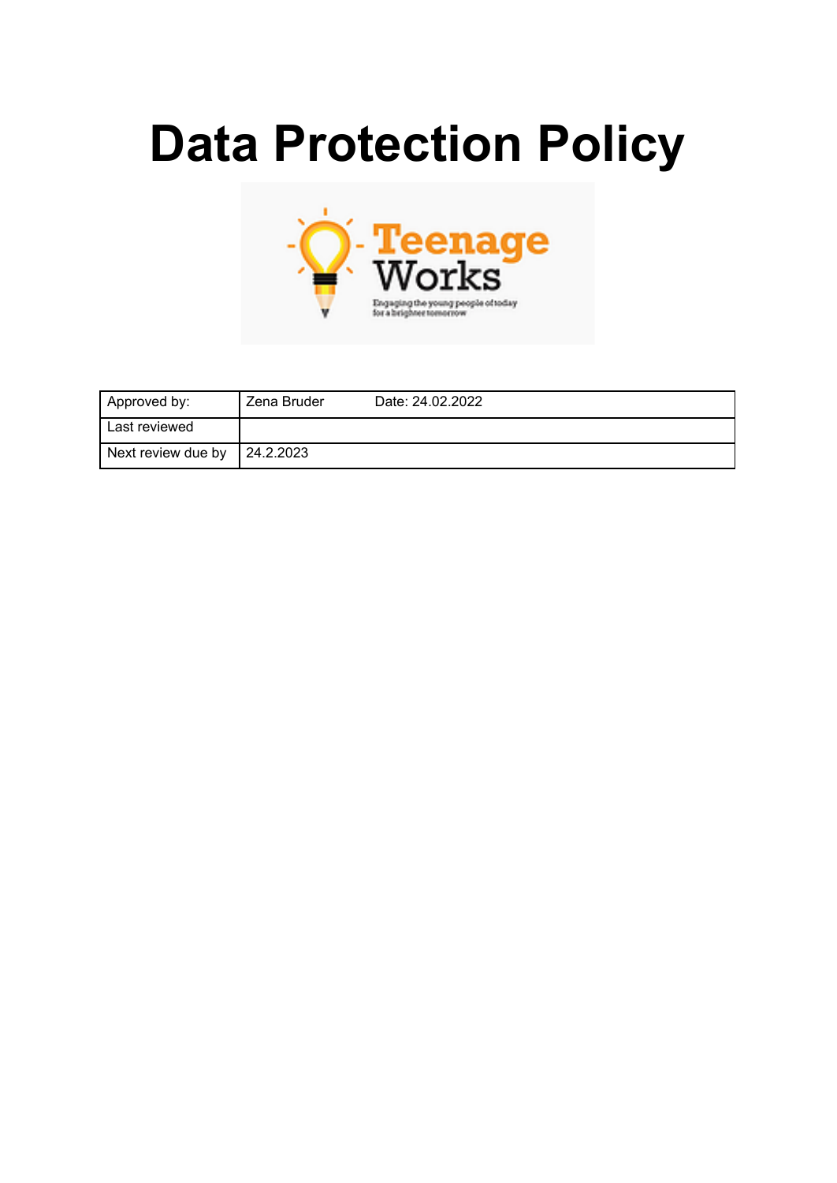# Data Protection Policy

| Approved by: | Zena Bruder | Date: 24.02.2022 |
| --- | --- | --- |
| Last reviewed | | |
| Next review due by | 24.2.2023 | |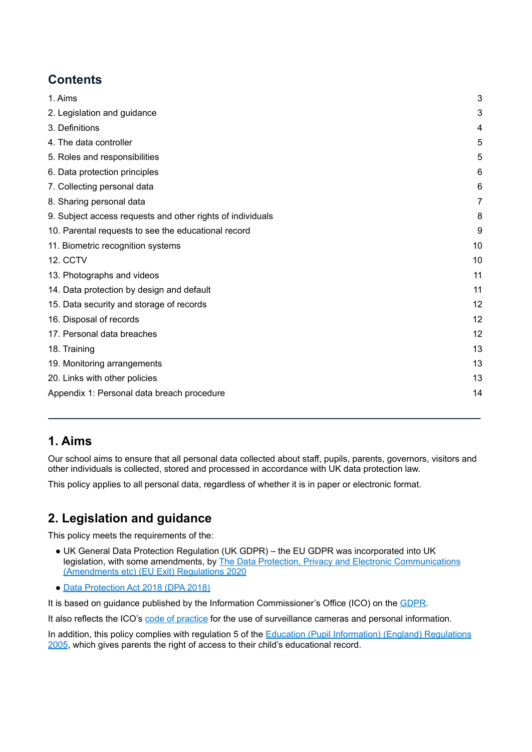## Contents

| | |
|---|---|
| 1. Aims | 3 |
| 2. Legislation and guidance | 3 |
| 3. Definitions | 4 |
| 4. The data controller | 5 |
| 5. Roles and responsibilities | 5 |
| 6. Data protection principles | 6 |
| 7. Collecting personal data | 6 |
| 8. Sharing personal data | 7 |
| 9. Subject access requests and other rights of individuals | 8 |
| 10. Parental requests to see the educational record | 9 |
| 11. Biometric recognition systems | 10 |
| 12. CCTV | 10 |
| 13. Photographs and videos | 11 |
| 14. Data protection by design and default | 11 |
| 15. Data security and storage of records | 12 |
| 16. Disposal of records | 12 |
| 17. Personal data breaches | 12 |
| 18. Training | 13 |
| 19. Monitoring arrangements | 13 |
| 20. Links with other policies | 13 |
| Appendix 1: Personal data breach procedure | 14 |

---

## 1. Aims

Our school aims to ensure that all personal data collected about staff, pupils, parents, governors, visitors and other individuals is collected, stored and processed in accordance with UK data protection law.

This policy applies to all personal data, regardless of whether it is in paper or electronic format.

## 2. Legislation and guidance

This policy meets the requirements of the:

- UK General Data Protection Regulation (UK GDPR) – the EU GDPR was incorporated into UK legislation, with some amendments, by The Data Protection, Privacy and Electronic Communications (Amendments etc) (EU Exit) Regulations 2020
- Data Protection Act 2018 (DPA 2018)

It is based on guidance published by the Information Commissioner's Office (ICO) on the GDPR.

It also reflects the ICO's code of practice for the use of surveillance cameras and personal information.

In addition, this policy complies with regulation 5 of the Education (Pupil Information) (England) Regulations 2005, which gives parents the right of access to their child's educational record.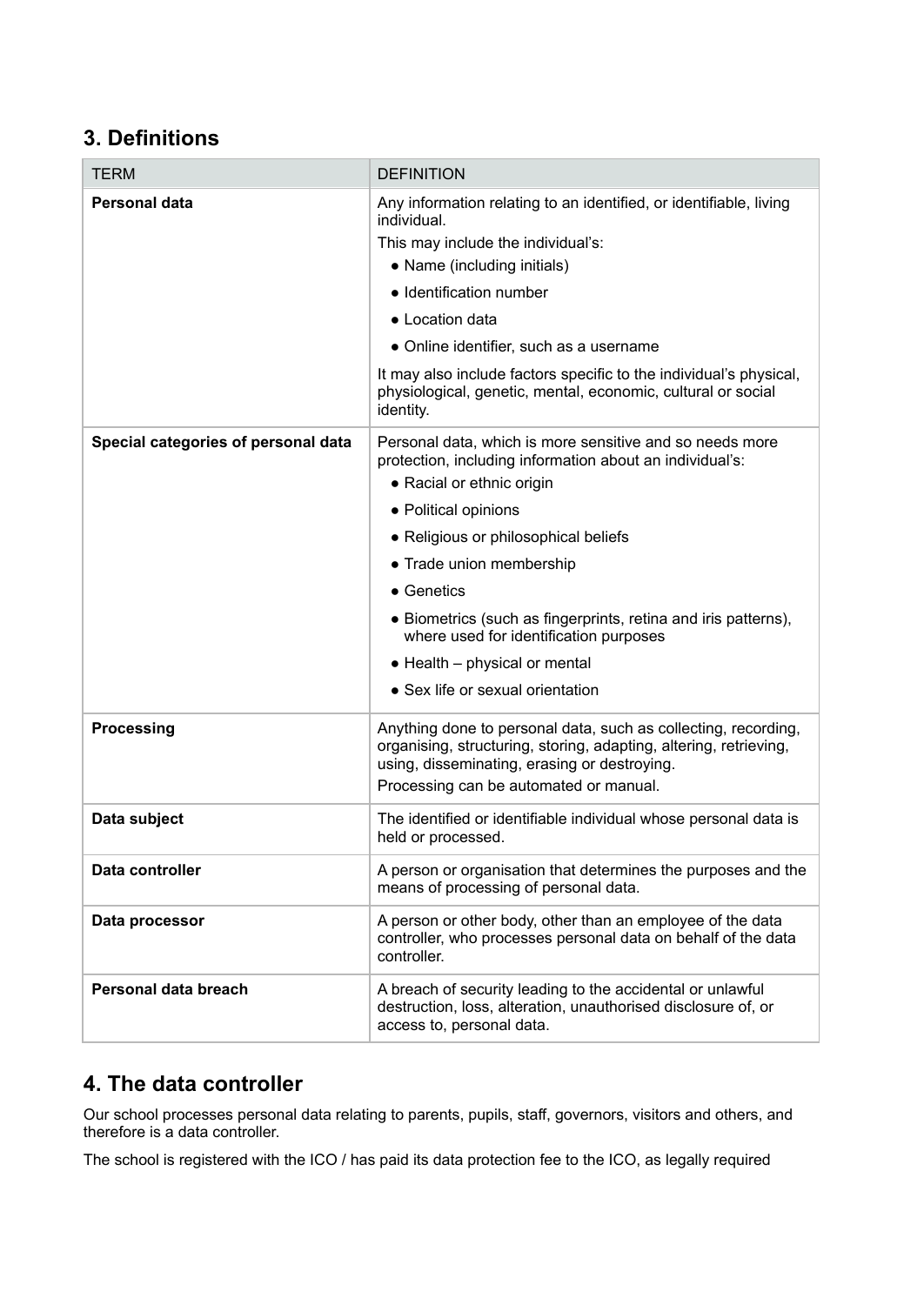## 3. Definitions

| TERM | DEFINITION |
| --- | --- |
| **Personal data** | Any information relating to an identified, or identifiable, living individual.<br>This may include the individual's:<br>● Name (including initials)<br>● Identification number<br>● Location data<br>● Online identifier, such as a username<br>It may also include factors specific to the individual's physical, physiological, genetic, mental, economic, cultural or social identity. |
| **Special categories of personal data** | Personal data, which is more sensitive and so needs more protection, including information about an individual's:<br>● Racial or ethnic origin<br>● Political opinions<br>● Religious or philosophical beliefs<br>● Trade union membership<br>● Genetics<br>● Biometrics (such as fingerprints, retina and iris patterns), where used for identification purposes<br>● Health – physical or mental<br>● Sex life or sexual orientation |
| **Processing** | Anything done to personal data, such as collecting, recording, organising, structuring, storing, adapting, altering, retrieving, using, disseminating, erasing or destroying.<br>Processing can be automated or manual. |
| **Data subject** | The identified or identifiable individual whose personal data is held or processed. |
| **Data controller** | A person or organisation that determines the purposes and the means of processing of personal data. |
| **Data processor** | A person or other body, other than an employee of the data controller, who processes personal data on behalf of the data controller. |
| **Personal data breach** | A breach of security leading to the accidental or unlawful destruction, loss, alteration, unauthorised disclosure of, or access to, personal data. |

## 4. The data controller

Our school processes personal data relating to parents, pupils, staff, governors, visitors and others, and therefore is a data controller.

The school is registered with the ICO / has paid its data protection fee to the ICO, as legally required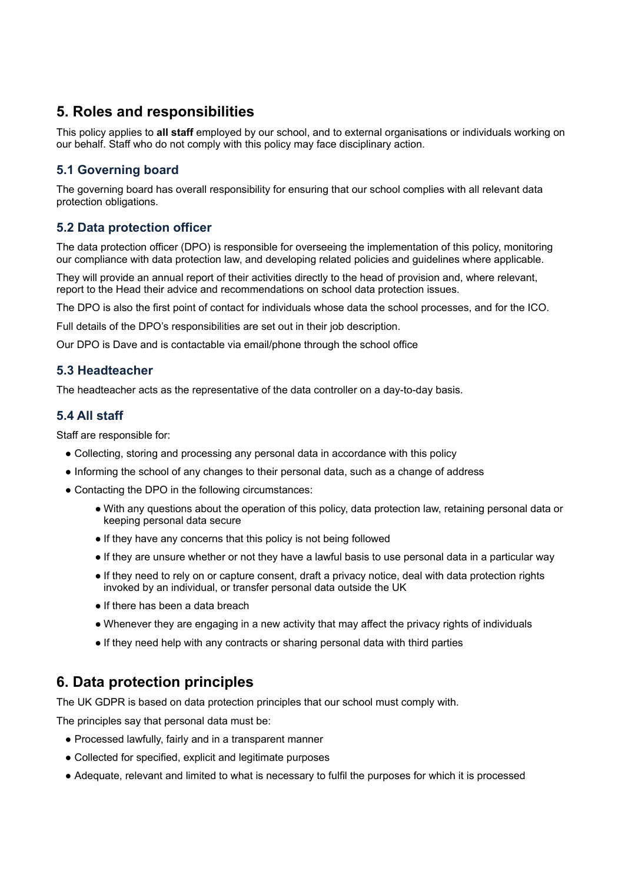## 5. Roles and responsibilities

This policy applies to **all staff** employed by our school, and to external organisations or individuals working on our behalf. Staff who do not comply with this policy may face disciplinary action.

### 5.1 Governing board

The governing board has overall responsibility for ensuring that our school complies with all relevant data protection obligations.

### 5.2 Data protection officer

The data protection officer (DPO) is responsible for overseeing the implementation of this policy, monitoring our compliance with data protection law, and developing related policies and guidelines where applicable.

They will provide an annual report of their activities directly to the head of provision and, where relevant, report to the Head their advice and recommendations on school data protection issues.

The DPO is also the first point of contact for individuals whose data the school processes, and for the ICO.

Full details of the DPO's responsibilities are set out in their job description.

Our DPO is Dave and is contactable via email/phone through the school office

### 5.3 Headteacher

The headteacher acts as the representative of the data controller on a day-to-day basis.

### 5.4 All staff

Staff are responsible for:

- Collecting, storing and processing any personal data in accordance with this policy
- Informing the school of any changes to their personal data, such as a change of address
- Contacting the DPO in the following circumstances:
  - With any questions about the operation of this policy, data protection law, retaining personal data or keeping personal data secure
  - If they have any concerns that this policy is not being followed
  - If they are unsure whether or not they have a lawful basis to use personal data in a particular way
  - If they need to rely on or capture consent, draft a privacy notice, deal with data protection rights invoked by an individual, or transfer personal data outside the UK
  - If there has been a data breach
  - Whenever they are engaging in a new activity that may affect the privacy rights of individuals
  - If they need help with any contracts or sharing personal data with third parties

## 6. Data protection principles

The UK GDPR is based on data protection principles that our school must comply with.

The principles say that personal data must be:

- Processed lawfully, fairly and in a transparent manner
- Collected for specified, explicit and legitimate purposes
- Adequate, relevant and limited to what is necessary to fulfil the purposes for which it is processed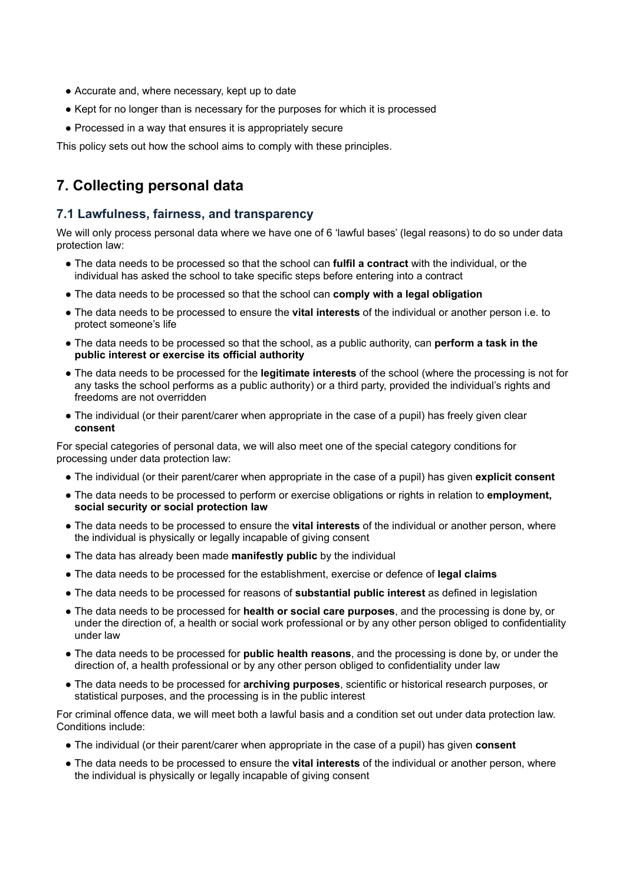- Accurate and, where necessary, kept up to date
- Kept for no longer than is necessary for the purposes for which it is processed
- Processed in a way that ensures it is appropriately secure

This policy sets out how the school aims to comply with these principles.

## 7. Collecting personal data

### 7.1 Lawfulness, fairness, and transparency

We will only process personal data where we have one of 6 'lawful bases' (legal reasons) to do so under data protection law:

- The data needs to be processed so that the school can **fulfil a contract** with the individual, or the individual has asked the school to take specific steps before entering into a contract
- The data needs to be processed so that the school can **comply with a legal obligation**
- The data needs to be processed to ensure the **vital interests** of the individual or another person i.e. to protect someone's life
- The data needs to be processed so that the school, as a public authority, can **perform a task in the public interest or exercise its official authority**
- The data needs to be processed for the **legitimate interests** of the school (where the processing is not for any tasks the school performs as a public authority) or a third party, provided the individual's rights and freedoms are not overridden
- The individual (or their parent/carer when appropriate in the case of a pupil) has freely given clear **consent**

For special categories of personal data, we will also meet one of the special category conditions for processing under data protection law:

- The individual (or their parent/carer when appropriate in the case of a pupil) has given **explicit consent**
- The data needs to be processed to perform or exercise obligations or rights in relation to **employment, social security or social protection law**
- The data needs to be processed to ensure the **vital interests** of the individual or another person, where the individual is physically or legally incapable of giving consent
- The data has already been made **manifestly public** by the individual
- The data needs to be processed for the establishment, exercise or defence of **legal claims**
- The data needs to be processed for reasons of **substantial public interest** as defined in legislation
- The data needs to be processed for **health or social care purposes**, and the processing is done by, or under the direction of, a health or social work professional or by any other person obliged to confidentiality under law
- The data needs to be processed for **public health reasons**, and the processing is done by, or under the direction of, a health professional or by any other person obliged to confidentiality under law
- The data needs to be processed for **archiving purposes**, scientific or historical research purposes, or statistical purposes, and the processing is in the public interest

For criminal offence data, we will meet both a lawful basis and a condition set out under data protection law. Conditions include:

- The individual (or their parent/carer when appropriate in the case of a pupil) has given **consent**
- The data needs to be processed to ensure the **vital interests** of the individual or another person, where the individual is physically or legally incapable of giving consent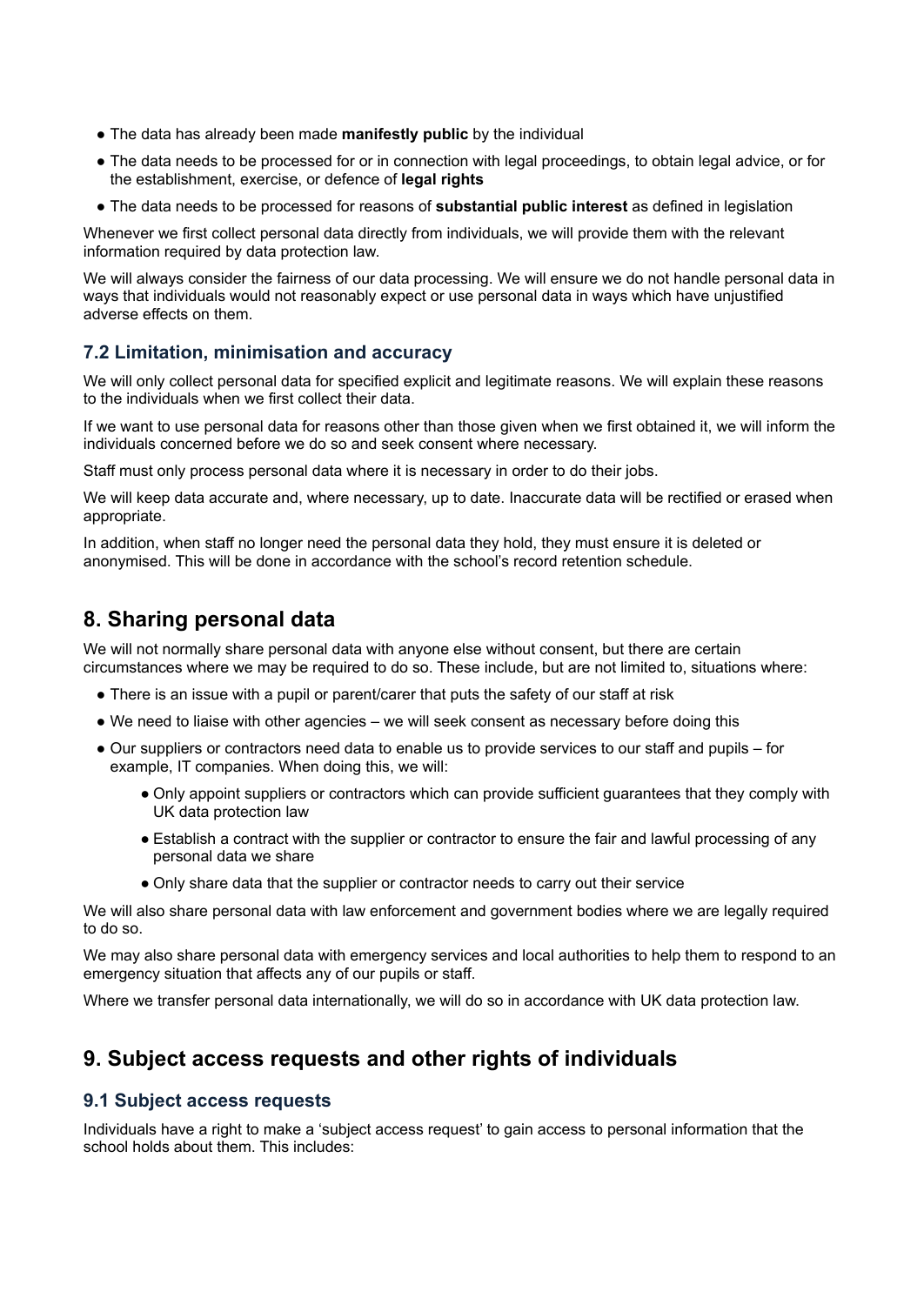- The data has already been made **manifestly public** by the individual
- The data needs to be processed for or in connection with legal proceedings, to obtain legal advice, or for the establishment, exercise, or defence of **legal rights**
- The data needs to be processed for reasons of **substantial public interest** as defined in legislation

Whenever we first collect personal data directly from individuals, we will provide them with the relevant information required by data protection law.

We will always consider the fairness of our data processing. We will ensure we do not handle personal data in ways that individuals would not reasonably expect or use personal data in ways which have unjustified adverse effects on them.

### 7.2 Limitation, minimisation and accuracy

We will only collect personal data for specified explicit and legitimate reasons. We will explain these reasons to the individuals when we first collect their data.

If we want to use personal data for reasons other than those given when we first obtained it, we will inform the individuals concerned before we do so and seek consent where necessary.

Staff must only process personal data where it is necessary in order to do their jobs.

We will keep data accurate and, where necessary, up to date. Inaccurate data will be rectified or erased when appropriate.

In addition, when staff no longer need the personal data they hold, they must ensure it is deleted or anonymised. This will be done in accordance with the school's record retention schedule.

## 8. Sharing personal data

We will not normally share personal data with anyone else without consent, but there are certain circumstances where we may be required to do so. These include, but are not limited to, situations where:

- There is an issue with a pupil or parent/carer that puts the safety of our staff at risk
- We need to liaise with other agencies – we will seek consent as necessary before doing this
- Our suppliers or contractors need data to enable us to provide services to our staff and pupils – for example, IT companies. When doing this, we will:
  - Only appoint suppliers or contractors which can provide sufficient guarantees that they comply with UK data protection law
  - Establish a contract with the supplier or contractor to ensure the fair and lawful processing of any personal data we share
  - Only share data that the supplier or contractor needs to carry out their service

We will also share personal data with law enforcement and government bodies where we are legally required to do so.

We may also share personal data with emergency services and local authorities to help them to respond to an emergency situation that affects any of our pupils or staff.

Where we transfer personal data internationally, we will do so in accordance with UK data protection law.

## 9. Subject access requests and other rights of individuals

### 9.1 Subject access requests

Individuals have a right to make a 'subject access request' to gain access to personal information that the school holds about them. This includes: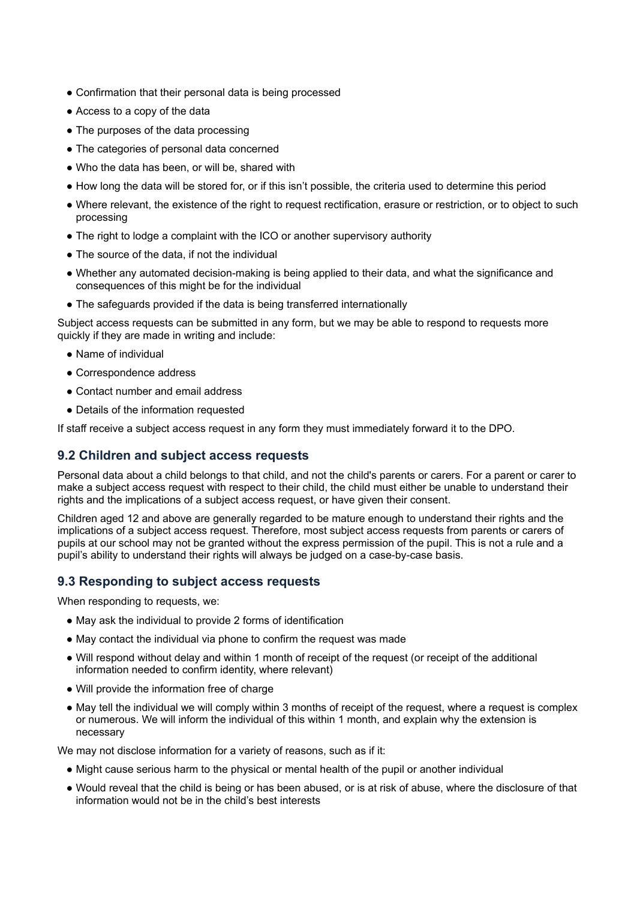- Confirmation that their personal data is being processed
- Access to a copy of the data
- The purposes of the data processing
- The categories of personal data concerned
- Who the data has been, or will be, shared with
- How long the data will be stored for, or if this isn't possible, the criteria used to determine this period
- Where relevant, the existence of the right to request rectification, erasure or restriction, or to object to such processing
- The right to lodge a complaint with the ICO or another supervisory authority
- The source of the data, if not the individual
- Whether any automated decision-making is being applied to their data, and what the significance and consequences of this might be for the individual
- The safeguards provided if the data is being transferred internationally

Subject access requests can be submitted in any form, but we may be able to respond to requests more quickly if they are made in writing and include:

- Name of individual
- Correspondence address
- Contact number and email address
- Details of the information requested

If staff receive a subject access request in any form they must immediately forward it to the DPO.

### 9.2 Children and subject access requests

Personal data about a child belongs to that child, and not the child's parents or carers. For a parent or carer to make a subject access request with respect to their child, the child must either be unable to understand their rights and the implications of a subject access request, or have given their consent.

Children aged 12 and above are generally regarded to be mature enough to understand their rights and the implications of a subject access request. Therefore, most subject access requests from parents or carers of pupils at our school may not be granted without the express permission of the pupil. This is not a rule and a pupil's ability to understand their rights will always be judged on a case-by-case basis.

### 9.3 Responding to subject access requests

When responding to requests, we:

- May ask the individual to provide 2 forms of identification
- May contact the individual via phone to confirm the request was made
- Will respond without delay and within 1 month of receipt of the request (or receipt of the additional information needed to confirm identity, where relevant)
- Will provide the information free of charge
- May tell the individual we will comply within 3 months of receipt of the request, where a request is complex or numerous. We will inform the individual of this within 1 month, and explain why the extension is necessary

We may not disclose information for a variety of reasons, such as if it:

- Might cause serious harm to the physical or mental health of the pupil or another individual
- Would reveal that the child is being or has been abused, or is at risk of abuse, where the disclosure of that information would not be in the child's best interests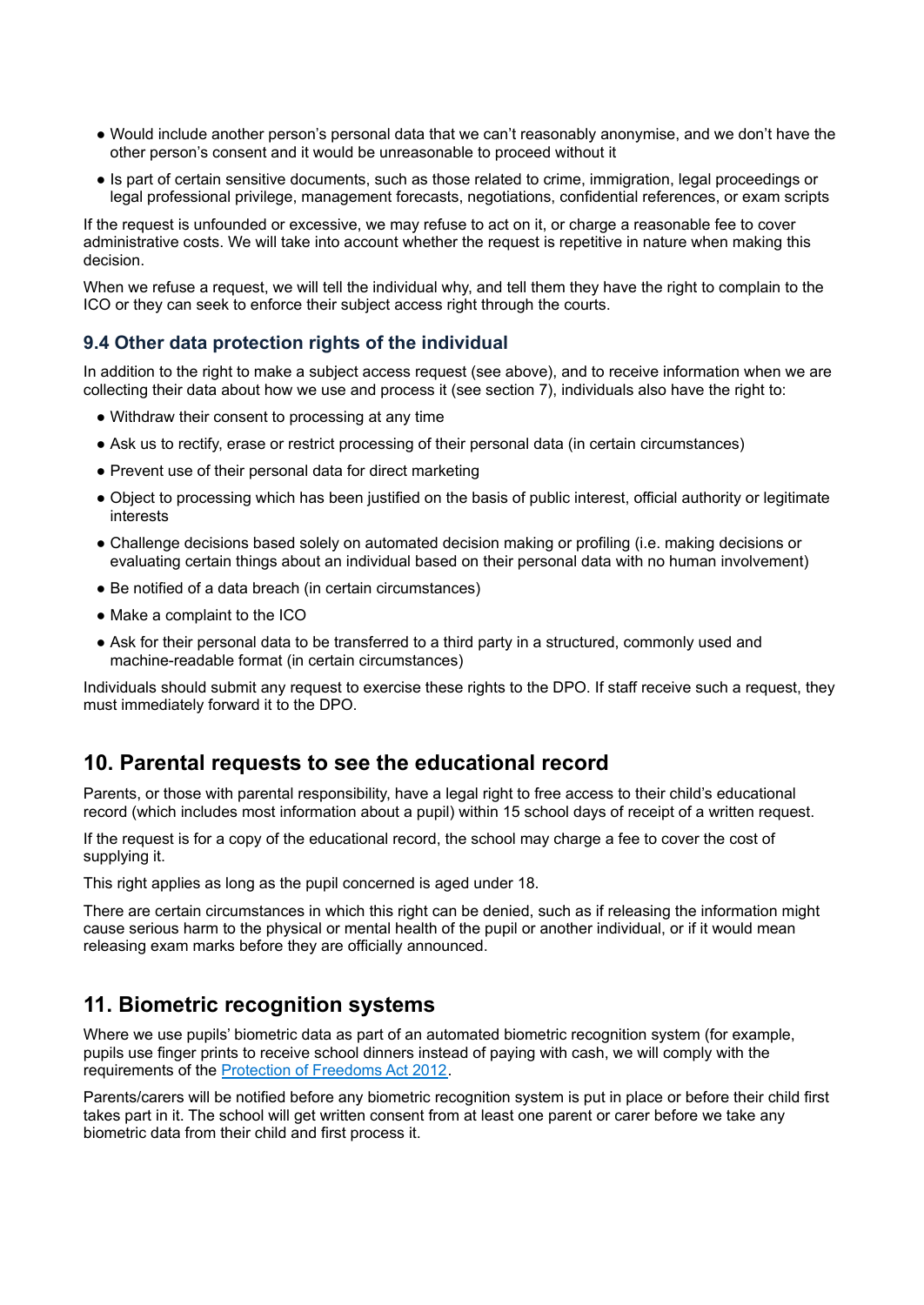- Would include another person's personal data that we can't reasonably anonymise, and we don't have the other person's consent and it would be unreasonable to proceed without it
- Is part of certain sensitive documents, such as those related to crime, immigration, legal proceedings or legal professional privilege, management forecasts, negotiations, confidential references, or exam scripts

If the request is unfounded or excessive, we may refuse to act on it, or charge a reasonable fee to cover administrative costs. We will take into account whether the request is repetitive in nature when making this decision.

When we refuse a request, we will tell the individual why, and tell them they have the right to complain to the ICO or they can seek to enforce their subject access right through the courts.

### 9.4 Other data protection rights of the individual

In addition to the right to make a subject access request (see above), and to receive information when we are collecting their data about how we use and process it (see section 7), individuals also have the right to:

- Withdraw their consent to processing at any time
- Ask us to rectify, erase or restrict processing of their personal data (in certain circumstances)
- Prevent use of their personal data for direct marketing
- Object to processing which has been justified on the basis of public interest, official authority or legitimate interests
- Challenge decisions based solely on automated decision making or profiling (i.e. making decisions or evaluating certain things about an individual based on their personal data with no human involvement)
- Be notified of a data breach (in certain circumstances)
- Make a complaint to the ICO
- Ask for their personal data to be transferred to a third party in a structured, commonly used and machine-readable format (in certain circumstances)

Individuals should submit any request to exercise these rights to the DPO. If staff receive such a request, they must immediately forward it to the DPO.

## 10. Parental requests to see the educational record

Parents, or those with parental responsibility, have a legal right to free access to their child's educational record (which includes most information about a pupil) within 15 school days of receipt of a written request.

If the request is for a copy of the educational record, the school may charge a fee to cover the cost of supplying it.

This right applies as long as the pupil concerned is aged under 18.

There are certain circumstances in which this right can be denied, such as if releasing the information might cause serious harm to the physical or mental health of the pupil or another individual, or if it would mean releasing exam marks before they are officially announced.

## 11. Biometric recognition systems

Where we use pupils' biometric data as part of an automated biometric recognition system (for example, pupils use finger prints to receive school dinners instead of paying with cash, we will comply with the requirements of the [Protection of Freedoms Act 2012](https://www.legislation.gov.uk/ukpga/2012/9/section/26).

Parents/carers will be notified before any biometric recognition system is put in place or before their child first takes part in it. The school will get written consent from at least one parent or carer before we take any biometric data from their child and first process it.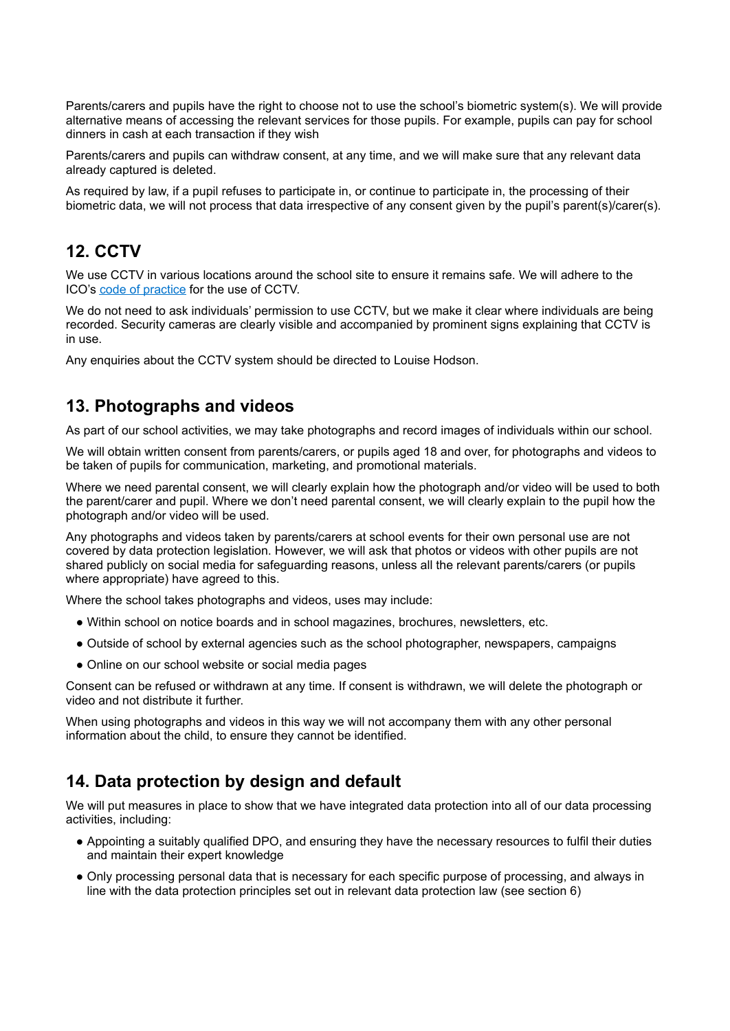Parents/carers and pupils have the right to choose not to use the school's biometric system(s). We will provide alternative means of accessing the relevant services for those pupils. For example, pupils can pay for school dinners in cash at each transaction if they wish

Parents/carers and pupils can withdraw consent, at any time, and we will make sure that any relevant data already captured is deleted.

As required by law, if a pupil refuses to participate in, or continue to participate in, the processing of their biometric data, we will not process that data irrespective of any consent given by the pupil's parent(s)/carer(s).

## 12. CCTV

We use CCTV in various locations around the school site to ensure it remains safe. We will adhere to the ICO's code of practice for the use of CCTV.

We do not need to ask individuals' permission to use CCTV, but we make it clear where individuals are being recorded. Security cameras are clearly visible and accompanied by prominent signs explaining that CCTV is in use.

Any enquiries about the CCTV system should be directed to Louise Hodson.

## 13. Photographs and videos

As part of our school activities, we may take photographs and record images of individuals within our school.

We will obtain written consent from parents/carers, or pupils aged 18 and over, for photographs and videos to be taken of pupils for communication, marketing, and promotional materials.

Where we need parental consent, we will clearly explain how the photograph and/or video will be used to both the parent/carer and pupil. Where we don't need parental consent, we will clearly explain to the pupil how the photograph and/or video will be used.

Any photographs and videos taken by parents/carers at school events for their own personal use are not covered by data protection legislation. However, we will ask that photos or videos with other pupils are not shared publicly on social media for safeguarding reasons, unless all the relevant parents/carers (or pupils where appropriate) have agreed to this.

Where the school takes photographs and videos, uses may include:

- Within school on notice boards and in school magazines, brochures, newsletters, etc.
- Outside of school by external agencies such as the school photographer, newspapers, campaigns
- Online on our school website or social media pages

Consent can be refused or withdrawn at any time. If consent is withdrawn, we will delete the photograph or video and not distribute it further.

When using photographs and videos in this way we will not accompany them with any other personal information about the child, to ensure they cannot be identified.

## 14. Data protection by design and default

We will put measures in place to show that we have integrated data protection into all of our data processing activities, including:

- Appointing a suitably qualified DPO, and ensuring they have the necessary resources to fulfil their duties and maintain their expert knowledge
- Only processing personal data that is necessary for each specific purpose of processing, and always in line with the data protection principles set out in relevant data protection law (see section 6)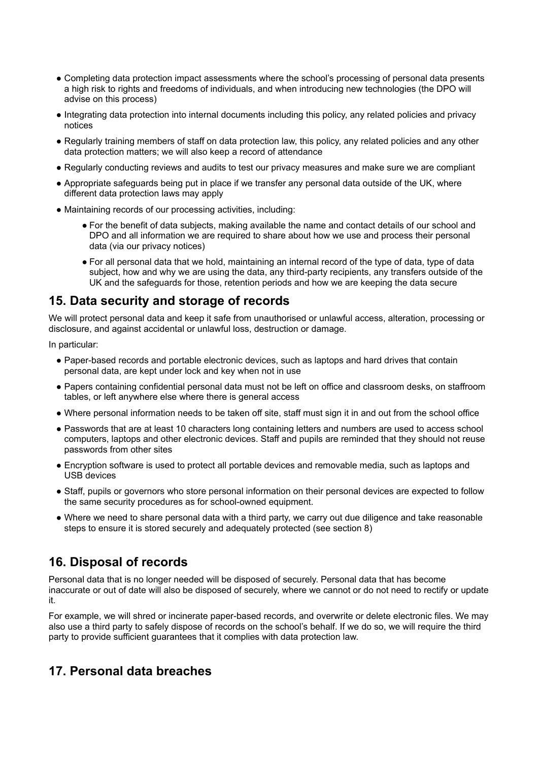- Completing data protection impact assessments where the school's processing of personal data presents a high risk to rights and freedoms of individuals, and when introducing new technologies (the DPO will advise on this process)
- Integrating data protection into internal documents including this policy, any related policies and privacy notices
- Regularly training members of staff on data protection law, this policy, any related policies and any other data protection matters; we will also keep a record of attendance
- Regularly conducting reviews and audits to test our privacy measures and make sure we are compliant
- Appropriate safeguards being put in place if we transfer any personal data outside of the UK, where different data protection laws may apply
- Maintaining records of our processing activities, including:
    - For the benefit of data subjects, making available the name and contact details of our school and DPO and all information we are required to share about how we use and process their personal data (via our privacy notices)
    - For all personal data that we hold, maintaining an internal record of the type of data, type of data subject, how and why we are using the data, any third-party recipients, any transfers outside of the UK and the safeguards for those, retention periods and how we are keeping the data secure

## 15. Data security and storage of records

We will protect personal data and keep it safe from unauthorised or unlawful access, alteration, processing or disclosure, and against accidental or unlawful loss, destruction or damage.

In particular:

- Paper-based records and portable electronic devices, such as laptops and hard drives that contain personal data, are kept under lock and key when not in use
- Papers containing confidential personal data must not be left on office and classroom desks, on staffroom tables, or left anywhere else where there is general access
- Where personal information needs to be taken off site, staff must sign it in and out from the school office
- Passwords that are at least 10 characters long containing letters and numbers are used to access school computers, laptops and other electronic devices. Staff and pupils are reminded that they should not reuse passwords from other sites
- Encryption software is used to protect all portable devices and removable media, such as laptops and USB devices
- Staff, pupils or governors who store personal information on their personal devices are expected to follow the same security procedures as for school-owned equipment.
- Where we need to share personal data with a third party, we carry out due diligence and take reasonable steps to ensure it is stored securely and adequately protected (see section 8)

## 16. Disposal of records

Personal data that is no longer needed will be disposed of securely. Personal data that has become inaccurate or out of date will also be disposed of securely, where we cannot or do not need to rectify or update it.

For example, we will shred or incinerate paper-based records, and overwrite or delete electronic files. We may also use a third party to safely dispose of records on the school's behalf. If we do so, we will require the third party to provide sufficient guarantees that it complies with data protection law.

## 17. Personal data breaches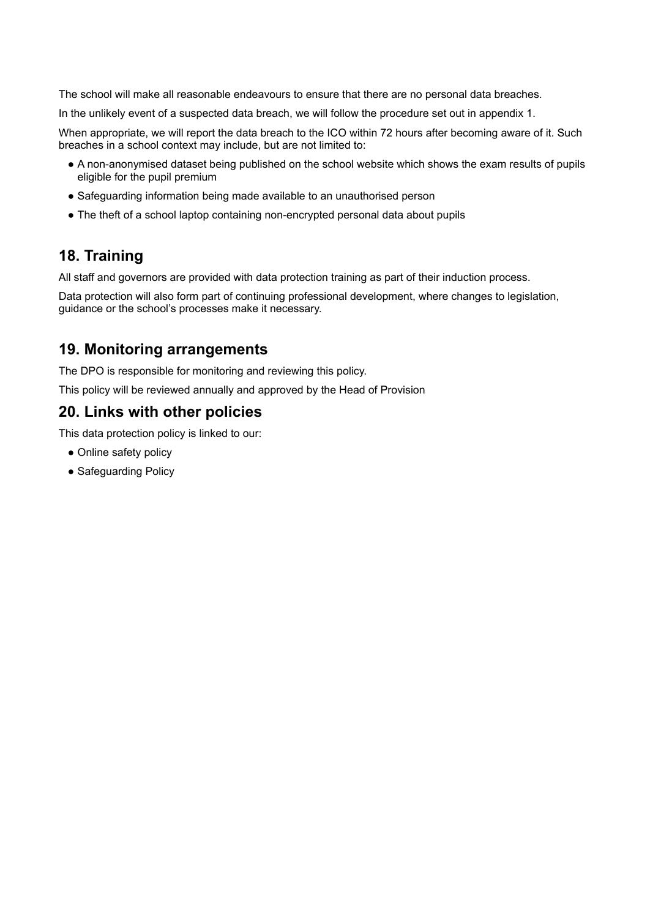The school will make all reasonable endeavours to ensure that there are no personal data breaches.

In the unlikely event of a suspected data breach, we will follow the procedure set out in appendix 1.

When appropriate, we will report the data breach to the ICO within 72 hours after becoming aware of it. Such breaches in a school context may include, but are not limited to:

- A non-anonymised dataset being published on the school website which shows the exam results of pupils eligible for the pupil premium
- Safeguarding information being made available to an unauthorised person
- The theft of a school laptop containing non-encrypted personal data about pupils

## 18. Training

All staff and governors are provided with data protection training as part of their induction process.

Data protection will also form part of continuing professional development, where changes to legislation, guidance or the school's processes make it necessary.

## 19. Monitoring arrangements

The DPO is responsible for monitoring and reviewing this policy.

This policy will be reviewed annually and approved by the Head of Provision

## 20. Links with other policies

This data protection policy is linked to our:

- Online safety policy
- Safeguarding Policy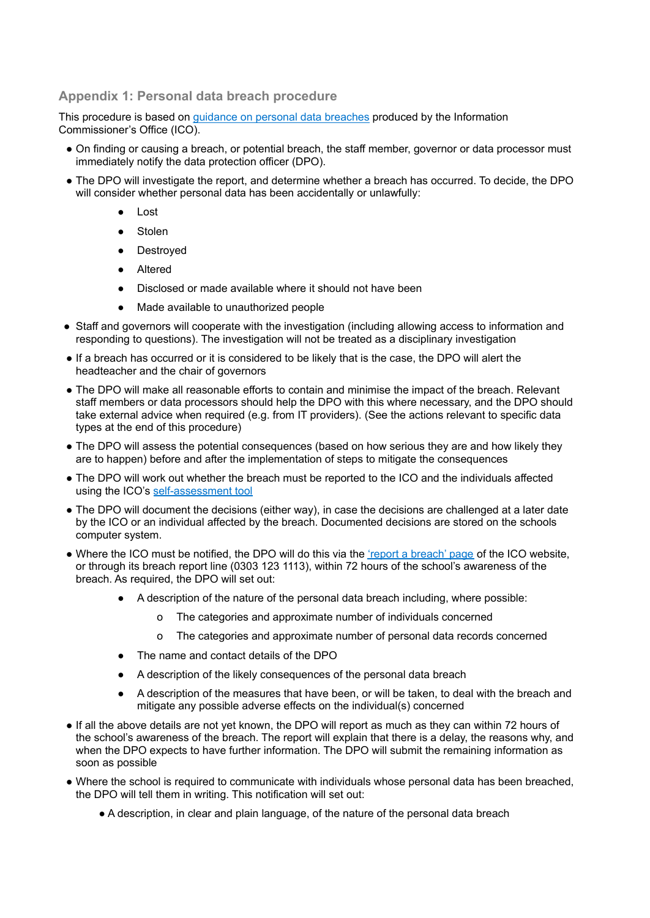## Appendix 1: Personal data breach procedure

This procedure is based on [guidance on personal data breaches] produced by the Information Commissioner's Office (ICO).

- On finding or causing a breach, or potential breach, the staff member, governor or data processor must immediately notify the data protection officer (DPO).
- The DPO will investigate the report, and determine whether a breach has occurred. To decide, the DPO will consider whether personal data has been accidentally or unlawfully:
    - Lost
    - Stolen
    - Destroyed
    - Altered
    - Disclosed or made available where it should not have been
    - Made available to unauthorized people
- Staff and governors will cooperate with the investigation (including allowing access to information and responding to questions). The investigation will not be treated as a disciplinary investigation
- If a breach has occurred or it is considered to be likely that is the case, the DPO will alert the headteacher and the chair of governors
- The DPO will make all reasonable efforts to contain and minimise the impact of the breach. Relevant staff members or data processors should help the DPO with this where necessary, and the DPO should take external advice when required (e.g. from IT providers). (See the actions relevant to specific data types at the end of this procedure)
- The DPO will assess the potential consequences (based on how serious they are and how likely they are to happen) before and after the implementation of steps to mitigate the consequences
- The DPO will work out whether the breach must be reported to the ICO and the individuals affected using the ICO's self-assessment tool
- The DPO will document the decisions (either way), in case the decisions are challenged at a later date by the ICO or an individual affected by the breach. Documented decisions are stored on the schools computer system.
- Where the ICO must be notified, the DPO will do this via the 'report a breach' page of the ICO website, or through its breach report line (0303 123 1113), within 72 hours of the school's awareness of the breach. As required, the DPO will set out:
    - A description of the nature of the personal data breach including, where possible:
        - The categories and approximate number of individuals concerned
        - The categories and approximate number of personal data records concerned
    - The name and contact details of the DPO
    - A description of the likely consequences of the personal data breach
    - A description of the measures that have been, or will be taken, to deal with the breach and mitigate any possible adverse effects on the individual(s) concerned
- If all the above details are not yet known, the DPO will report as much as they can within 72 hours of the school's awareness of the breach. The report will explain that there is a delay, the reasons why, and when the DPO expects to have further information. The DPO will submit the remaining information as soon as possible
- Where the school is required to communicate with individuals whose personal data has been breached, the DPO will tell them in writing. This notification will set out:
    - A description, in clear and plain language, of the nature of the personal data breach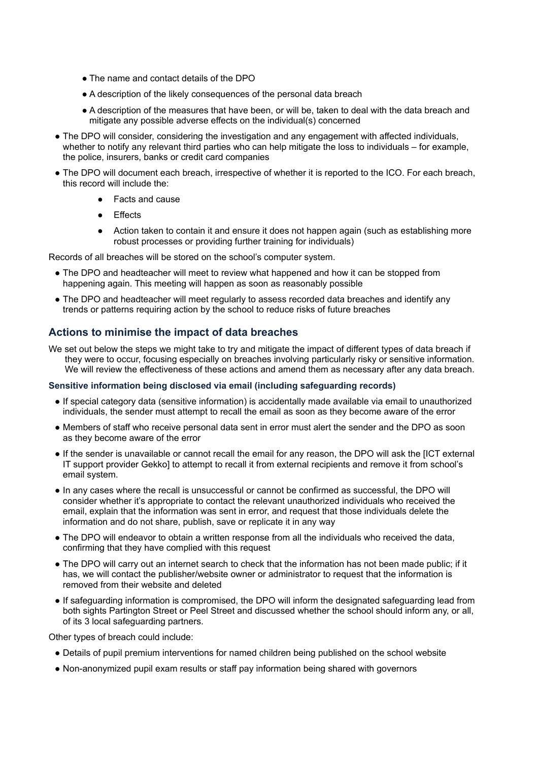- The name and contact details of the DPO
  - A description of the likely consequences of the personal data breach
  - A description of the measures that have been, or will be, taken to deal with the data breach and mitigate any possible adverse effects on the individual(s) concerned
- The DPO will consider, considering the investigation and any engagement with affected individuals, whether to notify any relevant third parties who can help mitigate the loss to individuals – for example, the police, insurers, banks or credit card companies
- The DPO will document each breach, irrespective of whether it is reported to the ICO. For each breach, this record will include the:
  - Facts and cause
  - Effects
  - Action taken to contain it and ensure it does not happen again (such as establishing more robust processes or providing further training for individuals)

Records of all breaches will be stored on the school's computer system.

- The DPO and headteacher will meet to review what happened and how it can be stopped from happening again. This meeting will happen as soon as reasonably possible
- The DPO and headteacher will meet regularly to assess recorded data breaches and identify any trends or patterns requiring action by the school to reduce risks of future breaches

## Actions to minimise the impact of data breaches

We set out below the steps we might take to try and mitigate the impact of different types of data breach if they were to occur, focusing especially on breaches involving particularly risky or sensitive information. We will review the effectiveness of these actions and amend them as necessary after any data breach.

#### Sensitive information being disclosed via email (including safeguarding records)

- If special category data (sensitive information) is accidentally made available via email to unauthorized individuals, the sender must attempt to recall the email as soon as they become aware of the error
- Members of staff who receive personal data sent in error must alert the sender and the DPO as soon as they become aware of the error
- If the sender is unavailable or cannot recall the email for any reason, the DPO will ask the [ICT external IT support provider Gekko] to attempt to recall it from external recipients and remove it from school's email system.
- In any cases where the recall is unsuccessful or cannot be confirmed as successful, the DPO will consider whether it's appropriate to contact the relevant unauthorized individuals who received the email, explain that the information was sent in error, and request that those individuals delete the information and do not share, publish, save or replicate it in any way
- The DPO will endeavor to obtain a written response from all the individuals who received the data, confirming that they have complied with this request
- The DPO will carry out an internet search to check that the information has not been made public; if it has, we will contact the publisher/website owner or administrator to request that the information is removed from their website and deleted
- If safeguarding information is compromised, the DPO will inform the designated safeguarding lead from both sights Partington Street or Peel Street and discussed whether the school should inform any, or all, of its 3 local safeguarding partners.

Other types of breach could include:

- Details of pupil premium interventions for named children being published on the school website
- Non-anonymized pupil exam results or staff pay information being shared with governors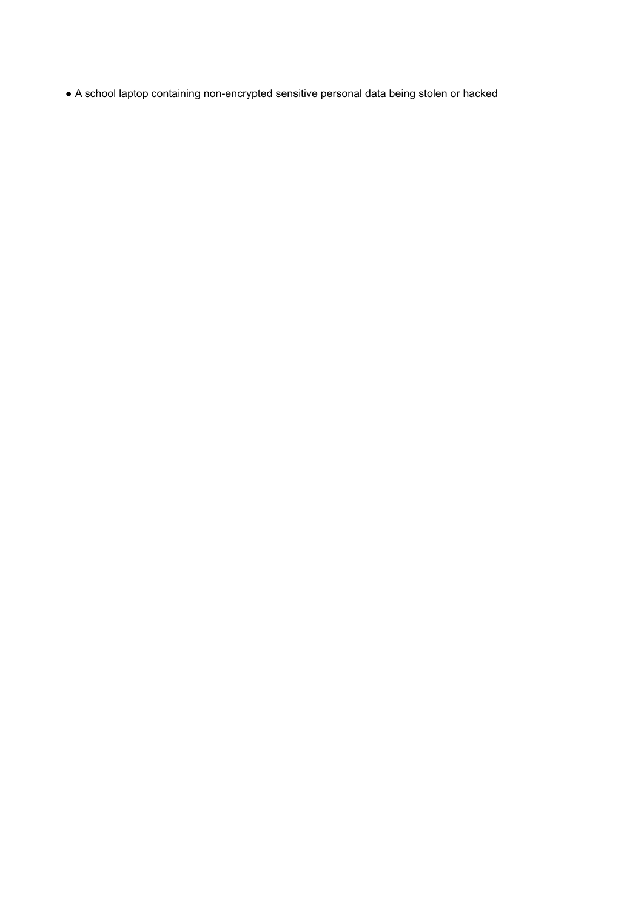- A school laptop containing non-encrypted sensitive personal data being stolen or hacked